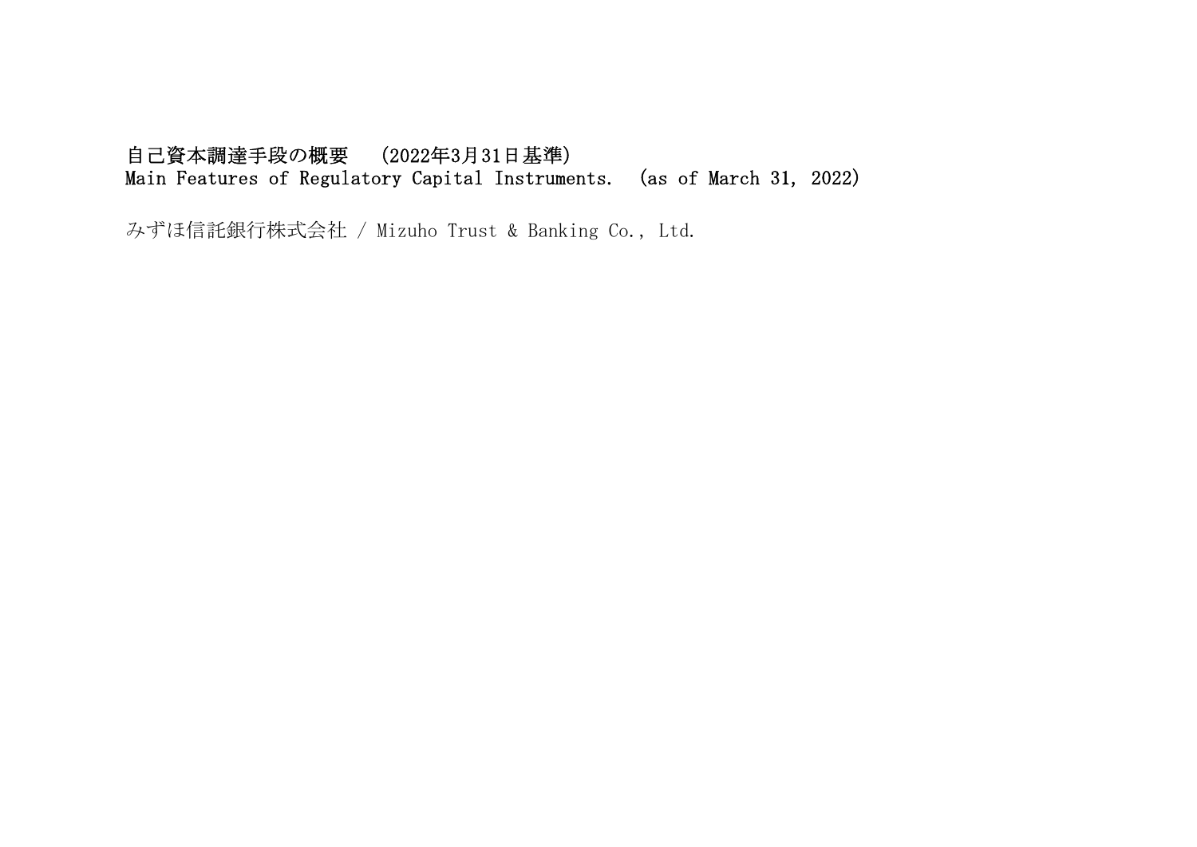# 自己資本調達手段の概要　（2022年3月31日基準）
# Main Features of Regulatory Capital Instruments.　(as of March 31, 2022)

みずほ信託銀行株式会社 / Mizuho Trust & Banking Co., Ltd.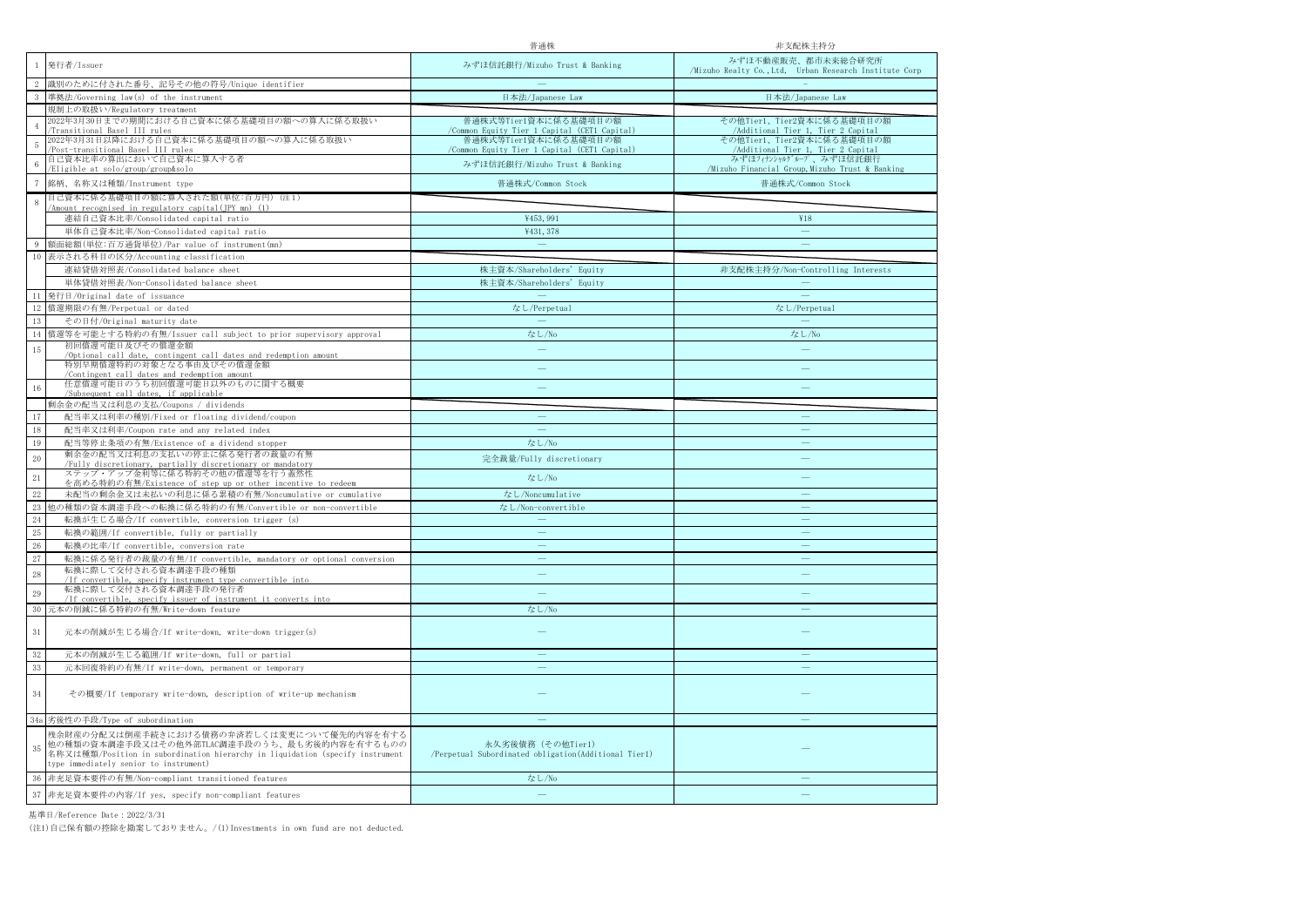| | | 普通株 | 非支配株主持分 |
|---|---|---|---|
| 1 | 発行者/Issuer | みずほ信託銀行/Mizuho Trust & Banking | みずほ不動産販売、都市未来総合研究所 /Mizuho Realty Co.,Ltd, Urban Research Institute Corp |
| 2 | 識別のために付された番号、記号その他の符号/Unique identifier | — | - |
| 3 | 準拠法/Governing law(s) of the instrument | 日本法/Japanese Law | 日本法/Japanese Law |
| | 規制上の取扱い/Regulatory treatment | | |
| 4 | 2022年3月30日までの期間における自己資本に係る基礎項目の額への算入に係る取扱い /Transitional Basel III rules | 普通株式等Tier1資本に係る基礎項目の額 /Common Equity Tier 1 Capital (CET1 Capital) | その他Tier1、Tier2資本に係る基礎項目の額 /Additional Tier 1, Tier 2 Capital |
| 5 | 2022年3月31日以降における自己資本に係る基礎項目の額への算入に係る取扱い /Post-transitional Basel III rules | 普通株式等Tier1資本に係る基礎項目の額 /Common Equity Tier 1 Capital (CET1 Capital) | その他Tier1、Tier2資本に係る基礎項目の額 /Additional Tier 1, Tier 2 Capital |
| 6 | 自己資本比率の算出において自己資本に算入する者 /Eligible at solo/group/group&solo | みずほ信託銀行/Mizuho Trust & Banking | みずほﾌｨﾅﾝｼｬﾙｸﾞﾙｰﾌﾟ、みずほ信託銀行 /Mizuho Financial Group,Mizuho Trust & Banking |
| 7 | 銘柄、名称又は種類/Instrument type | 普通株式/Common Stock | 普通株式/Common Stock |
| 8 | 自己資本に係る基礎項目の額に算入された額(単位:百万円) (注1) /Amount recognised in regulatory capital(JPY mn) (1) | | |
| | 連結自己資本比率/Consolidated capital ratio | ¥453,991 | ¥18 |
| | 単体自己資本比率/Non-Consolidated capital ratio | ¥431,378 | — |
| 9 | 額面総額(単位:百万通貨単位)/Par value of instrument(mn) | — | — |
| 10 | 表示される科目の区分/Accounting classification | | |
| | 連結貸借対照表/Consolidated balance sheet | 株主資本/Shareholders' Equity | 非支配株主持分/Non-Controlling Interests |
| | 単体貸借対照表/Non-Consolidated balance sheet | 株主資本/Shareholders' Equity | — |
| 11 | 発行日/Original date of issuance | — | — |
| 12 | 償還期限の有無/Perpetual or dated | なし/Perpetual | なし/Perpetual |
| 13 | その日付/Original maturity date | — | — |
| 14 | 償還等を可能とする特約の有無/Issuer call subject to prior supervisory approval | なし/No | なし/No |
| 15 | 初回償還可能日及びその償還金額 /Optional call date, contingent call dates and redemption amount | — | — |
| | 特別早期償還特約の対象となる事由及びその償還金額 /Contingent call dates and redemption amount | — | — |
| 16 | 任意償還可能日のうち初回償還可能日以外のものに関する概要 /Subsequent call dates, if applicable | — | — |
| | 剰余金の配当又は利息の支払/Coupons / dividends | | |
| 17 | 配当率又は利率の種別/Fixed or floating dividend/coupon | — | — |
| 18 | 配当率又は利率/Coupon rate and any related index | — | — |
| 19 | 配当等停止条項の有無/Existence of a dividend stopper | なし/No | — |
| 20 | 剰余金の配当又は利息の支払いの停止に係る発行者の裁量の有無 /Fully discretionary, partially discretionary or mandatory | 完全裁量/Fully discretionary | — |
| 21 | ステップ・アップ金利等に係る特約その他の償還等を行う蓋然性を高める特約の有無/Existence of step up or other incentive to redeem | なし/No | — |
| 22 | 未配当の剰余金又は未払いの利息に係る累積の有無/Noncumulative or cumulative | なし/Noncumulative | — |
| 23 | 他の種類の資本調達手段への転換に係る特約の有無/Convertible or non-convertible | なし/Non-convertible | — |
| 24 | 転換が生じる場合/If convertible, conversion trigger (s) | — | — |
| 25 | 転換の範囲/If convertible, fully or partially | — | — |
| 26 | 転換の比率/If convertible, conversion rate | — | — |
| 27 | 転換に係る発行者の裁量の有無/If convertible, mandatory or optional conversion | — | — |
| 28 | 転換に際して交付される資本調達手段の種類 /If convertible, specify instrument type convertible into | — | — |
| 29 | 転換に際して交付される資本調達手段の発行者 /If convertible, specify issuer of instrument it converts into | — | — |
| 30 | 元本の削減に係る特約の有無/Write-down feature | なし/No | — |
| 31 | 元本の削減が生じる場合/If write-down, write-down trigger(s) | — | — |
| 32 | 元本の削減が生じる範囲/If write-down, full or partial | — | — |
| 33 | 元本回復特約の有無/If write-down, permanent or temporary | — | — |
| 34 | その概要/If temporary write-down, description of write-up mechanism | — | — |
| 34a | 劣後性の手段/Type of subordination | — | — |
| 35 | 残余財産の分配又は倒産手続きにおける債務の弁済若しくは変更について優先的内容を有する他の種類の資本調達手段又はその他外部TLAC調達手段のうち、最も劣後的内容を有するものの名称又は種類/Position in subordination hierarchy in liquidation (specify instrument type immediately senior to instrument) | 永久劣後債務 (その他Tier1) /Perpetual Subordinated obligation(Additional Tier1) | — |
| 36 | 非充足資本要件の有無/Non-compliant transitioned features | なし/No | — |
| 37 | 非充足資本要件の内容/If yes, specify non-compliant features | — | — |

基準日/Reference Date : 2022/3/31

(注1)自己保有額の控除を勘案しておりません。/(1)Investments in own fund are not deducted.